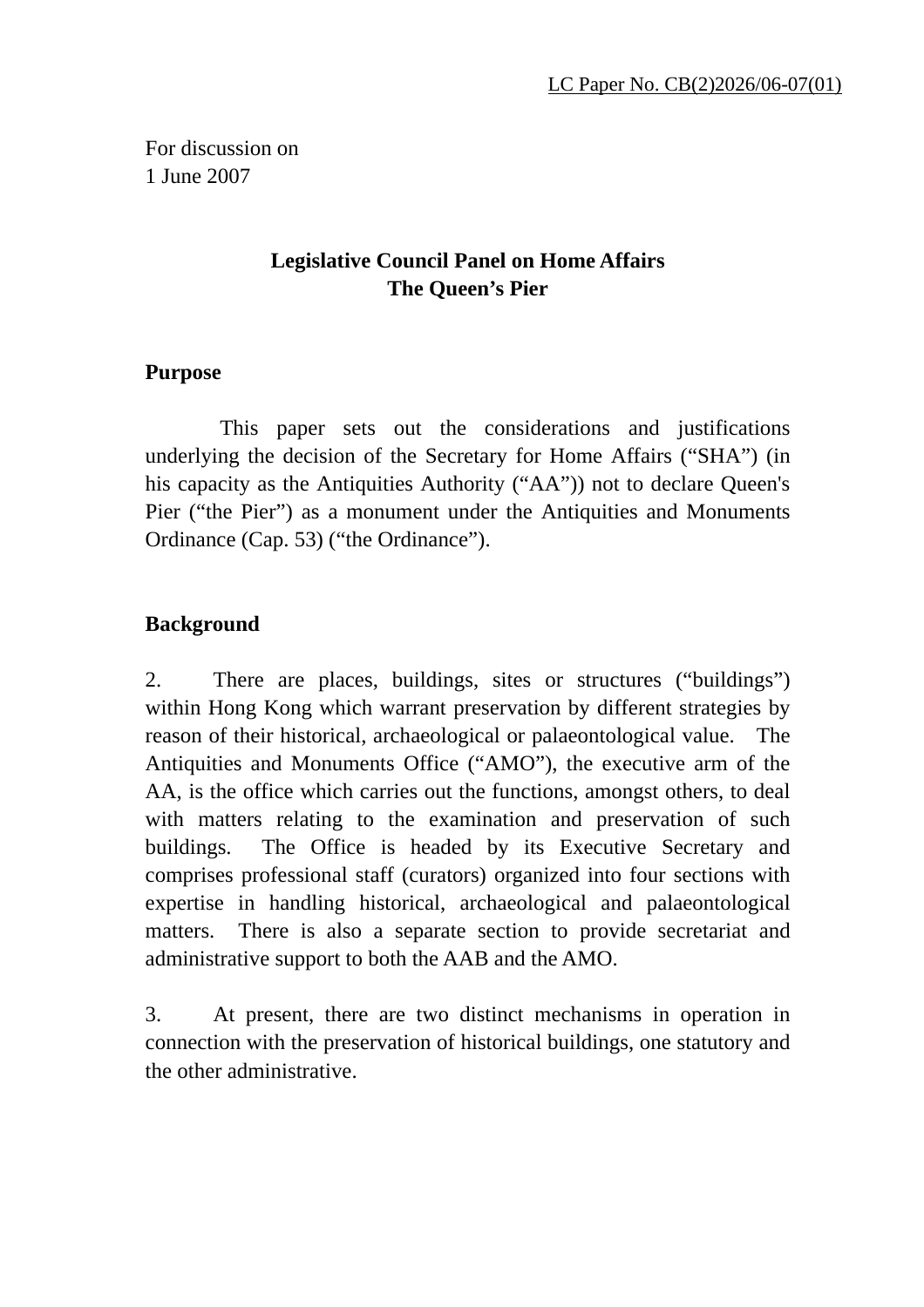LC Paper No. CB(2)2026/06-07(01)

For discussion on
1 June 2007

**Legislative Council Panel on Home Affairs**
**The Queen's Pier**

## Purpose

This paper sets out the considerations and justifications underlying the decision of the Secretary for Home Affairs ("SHA") (in his capacity as the Antiquities Authority ("AA")) not to declare Queen's Pier ("the Pier") as a monument under the Antiquities and Monuments Ordinance (Cap. 53) ("the Ordinance").

## Background

2. There are places, buildings, sites or structures ("buildings") within Hong Kong which warrant preservation by different strategies by reason of their historical, archaeological or palaeontological value. The Antiquities and Monuments Office ("AMO"), the executive arm of the AA, is the office which carries out the functions, amongst others, to deal with matters relating to the examination and preservation of such buildings. The Office is headed by its Executive Secretary and comprises professional staff (curators) organized into four sections with expertise in handling historical, archaeological and palaeontological matters. There is also a separate section to provide secretariat and administrative support to both the AAB and the AMO.

3. At present, there are two distinct mechanisms in operation in connection with the preservation of historical buildings, one statutory and the other administrative.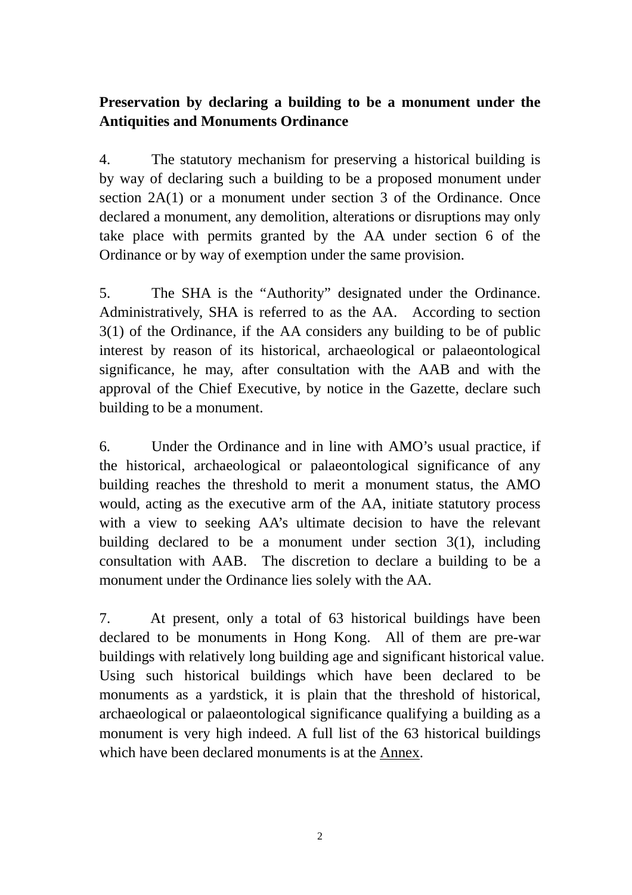**Preservation by declaring a building to be a monument under the Antiquities and Monuments Ordinance**

4. The statutory mechanism for preserving a historical building is by way of declaring such a building to be a proposed monument under section 2A(1) or a monument under section 3 of the Ordinance. Once declared a monument, any demolition, alterations or disruptions may only take place with permits granted by the AA under section 6 of the Ordinance or by way of exemption under the same provision.

5. The SHA is the "Authority" designated under the Ordinance. Administratively, SHA is referred to as the AA. According to section 3(1) of the Ordinance, if the AA considers any building to be of public interest by reason of its historical, archaeological or palaeontological significance, he may, after consultation with the AAB and with the approval of the Chief Executive, by notice in the Gazette, declare such building to be a monument.

6. Under the Ordinance and in line with AMO's usual practice, if the historical, archaeological or palaeontological significance of any building reaches the threshold to merit a monument status, the AMO would, acting as the executive arm of the AA, initiate statutory process with a view to seeking AA's ultimate decision to have the relevant building declared to be a monument under section 3(1), including consultation with AAB. The discretion to declare a building to be a monument under the Ordinance lies solely with the AA.

7. At present, only a total of 63 historical buildings have been declared to be monuments in Hong Kong. All of them are pre-war buildings with relatively long building age and significant historical value. Using such historical buildings which have been declared to be monuments as a yardstick, it is plain that the threshold of historical, archaeological or palaeontological significance qualifying a building as a monument is very high indeed. A full list of the 63 historical buildings which have been declared monuments is at the Annex.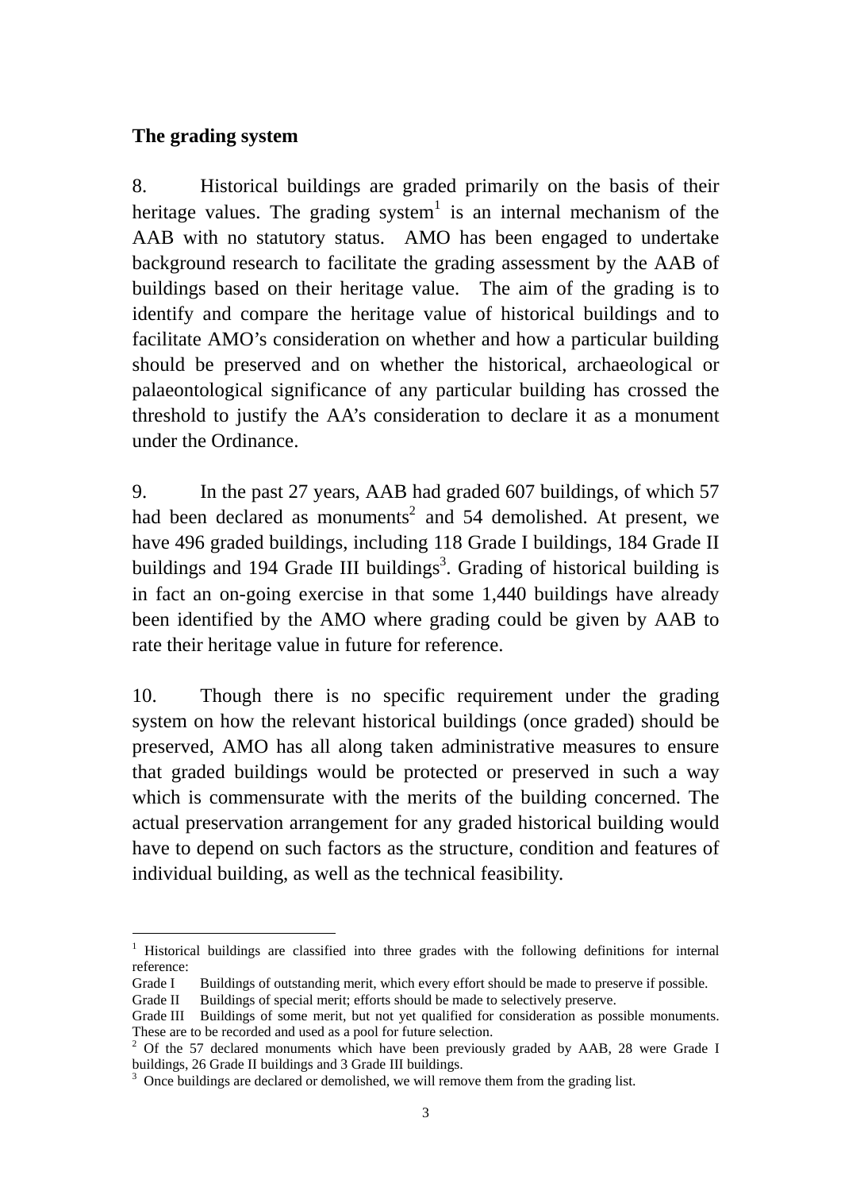**The grading system**

8. Historical buildings are graded primarily on the basis of their heritage values. The grading system[1] is an internal mechanism of the AAB with no statutory status. AMO has been engaged to undertake background research to facilitate the grading assessment by the AAB of buildings based on their heritage value. The aim of the grading is to identify and compare the heritage value of historical buildings and to facilitate AMO's consideration on whether and how a particular building should be preserved and on whether the historical, archaeological or palaeontological significance of any particular building has crossed the threshold to justify the AA's consideration to declare it as a monument under the Ordinance.

9. In the past 27 years, AAB had graded 607 buildings, of which 57 had been declared as monuments[2] and 54 demolished. At present, we have 496 graded buildings, including 118 Grade I buildings, 184 Grade II buildings and 194 Grade III buildings[3]. Grading of historical building is in fact an on-going exercise in that some 1,440 buildings have already been identified by the AMO where grading could be given by AAB to rate their heritage value in future for reference.

10. Though there is no specific requirement under the grading system on how the relevant historical buildings (once graded) should be preserved, AMO has all along taken administrative measures to ensure that graded buildings would be protected or preserved in such a way which is commensurate with the merits of the building concerned. The actual preservation arrangement for any graded historical building would have to depend on such factors as the structure, condition and features of individual building, as well as the technical feasibility.

---

[1] Historical buildings are classified into three grades with the following definitions for internal reference:

Grade I Buildings of outstanding merit, which every effort should be made to preserve if possible.

Grade II Buildings of special merit; efforts should be made to selectively preserve.

Grade III Buildings of some merit, but not yet qualified for consideration as possible monuments. These are to be recorded and used as a pool for future selection.

[2] Of the 57 declared monuments which have been previously graded by AAB, 28 were Grade I buildings, 26 Grade II buildings and 3 Grade III buildings.

[3] Once buildings are declared or demolished, we will remove them from the grading list.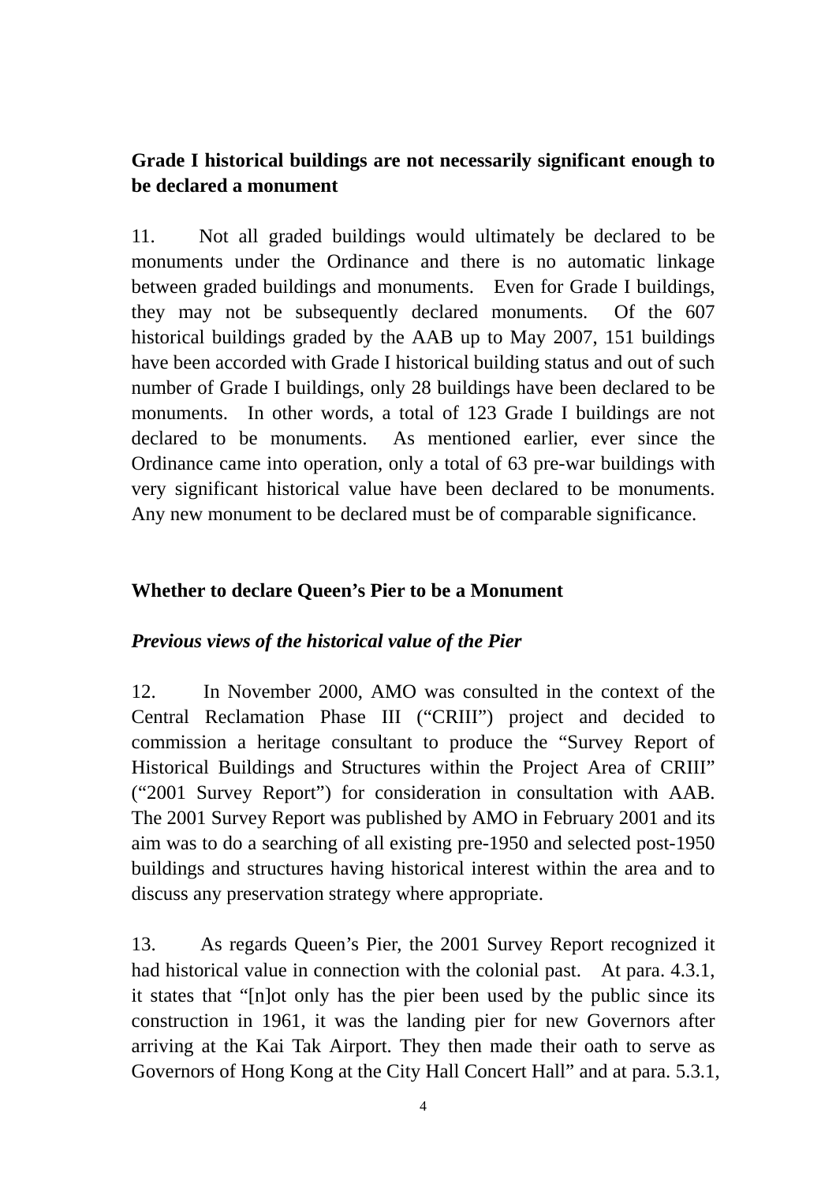**Grade I historical buildings are not necessarily significant enough to be declared a monument**

11. Not all graded buildings would ultimately be declared to be monuments under the Ordinance and there is no automatic linkage between graded buildings and monuments. Even for Grade I buildings, they may not be subsequently declared monuments. Of the 607 historical buildings graded by the AAB up to May 2007, 151 buildings have been accorded with Grade I historical building status and out of such number of Grade I buildings, only 28 buildings have been declared to be monuments. In other words, a total of 123 Grade I buildings are not declared to be monuments. As mentioned earlier, ever since the Ordinance came into operation, only a total of 63 pre-war buildings with very significant historical value have been declared to be monuments. Any new monument to be declared must be of comparable significance.

**Whether to declare Queen's Pier to be a Monument**

***Previous views of the historical value of the Pier***

12. In November 2000, AMO was consulted in the context of the Central Reclamation Phase III ("CRIII") project and decided to commission a heritage consultant to produce the "Survey Report of Historical Buildings and Structures within the Project Area of CRIII" ("2001 Survey Report") for consideration in consultation with AAB. The 2001 Survey Report was published by AMO in February 2001 and its aim was to do a searching of all existing pre-1950 and selected post-1950 buildings and structures having historical interest within the area and to discuss any preservation strategy where appropriate.

13. As regards Queen's Pier, the 2001 Survey Report recognized it had historical value in connection with the colonial past. At para. 4.3.1, it states that "[n]ot only has the pier been used by the public since its construction in 1961, it was the landing pier for new Governors after arriving at the Kai Tak Airport. They then made their oath to serve as Governors of Hong Kong at the City Hall Concert Hall" and at para. 5.3.1,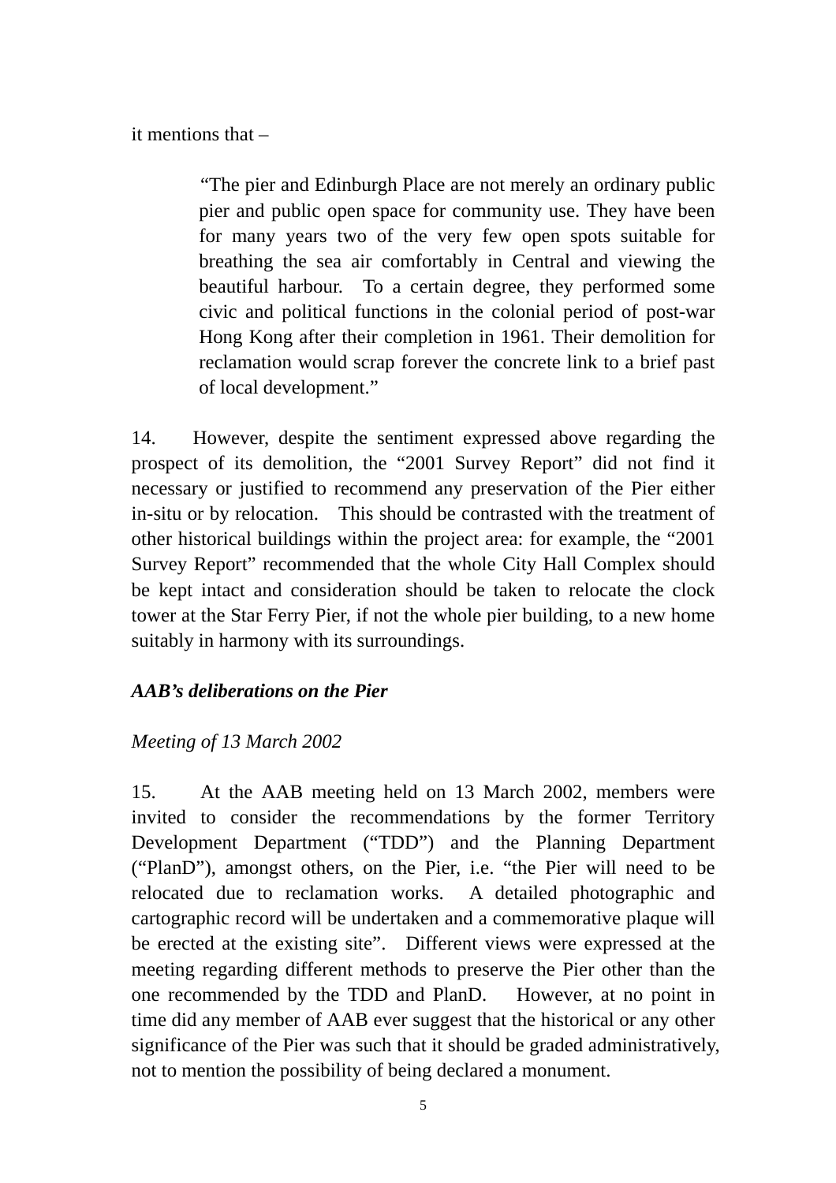it mentions that –

> "The pier and Edinburgh Place are not merely an ordinary public pier and public open space for community use. They have been for many years two of the very few open spots suitable for breathing the sea air comfortably in Central and viewing the beautiful harbour. To a certain degree, they performed some civic and political functions in the colonial period of post-war Hong Kong after their completion in 1961. Their demolition for reclamation would scrap forever the concrete link to a brief past of local development."

14. However, despite the sentiment expressed above regarding the prospect of its demolition, the "2001 Survey Report" did not find it necessary or justified to recommend any preservation of the Pier either in-situ or by relocation. This should be contrasted with the treatment of other historical buildings within the project area: for example, the "2001 Survey Report" recommended that the whole City Hall Complex should be kept intact and consideration should be taken to relocate the clock tower at the Star Ferry Pier, if not the whole pier building, to a new home suitably in harmony with its surroundings.

***AAB's deliberations on the Pier***

*Meeting of 13 March 2002*

15. At the AAB meeting held on 13 March 2002, members were invited to consider the recommendations by the former Territory Development Department ("TDD") and the Planning Department ("PlanD"), amongst others, on the Pier, i.e. "the Pier will need to be relocated due to reclamation works. A detailed photographic and cartographic record will be undertaken and a commemorative plaque will be erected at the existing site". Different views were expressed at the meeting regarding different methods to preserve the Pier other than the one recommended by the TDD and PlanD. However, at no point in time did any member of AAB ever suggest that the historical or any other significance of the Pier was such that it should be graded administratively, not to mention the possibility of being declared a monument.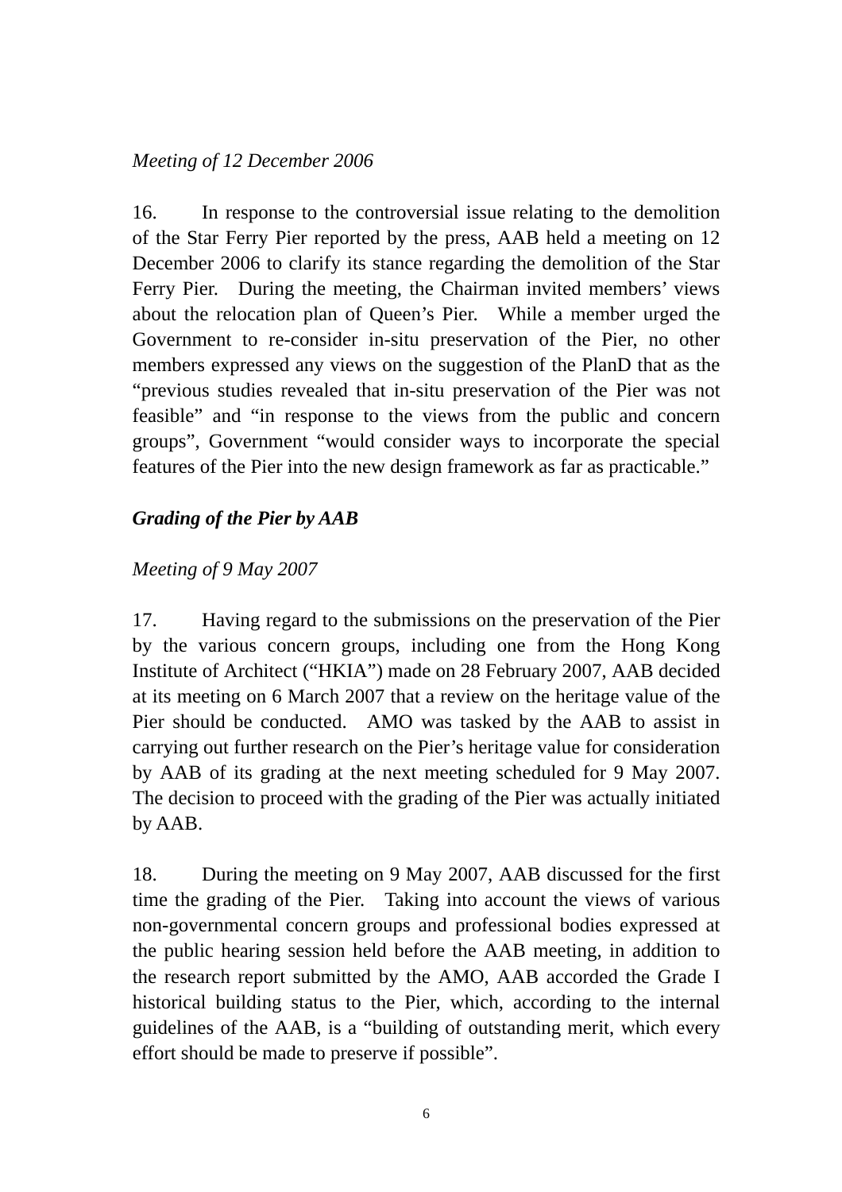*Meeting of 12 December 2006*

16. In response to the controversial issue relating to the demolition of the Star Ferry Pier reported by the press, AAB held a meeting on 12 December 2006 to clarify its stance regarding the demolition of the Star Ferry Pier. During the meeting, the Chairman invited members' views about the relocation plan of Queen's Pier. While a member urged the Government to re-consider in-situ preservation of the Pier, no other members expressed any views on the suggestion of the PlanD that as the "previous studies revealed that in-situ preservation of the Pier was not feasible" and "in response to the views from the public and concern groups", Government "would consider ways to incorporate the special features of the Pier into the new design framework as far as practicable."

***Grading of the Pier by AAB***

*Meeting of 9 May 2007*

17. Having regard to the submissions on the preservation of the Pier by the various concern groups, including one from the Hong Kong Institute of Architect ("HKIA") made on 28 February 2007, AAB decided at its meeting on 6 March 2007 that a review on the heritage value of the Pier should be conducted. AMO was tasked by the AAB to assist in carrying out further research on the Pier's heritage value for consideration by AAB of its grading at the next meeting scheduled for 9 May 2007. The decision to proceed with the grading of the Pier was actually initiated by AAB.

18. During the meeting on 9 May 2007, AAB discussed for the first time the grading of the Pier. Taking into account the views of various non-governmental concern groups and professional bodies expressed at the public hearing session held before the AAB meeting, in addition to the research report submitted by the AMO, AAB accorded the Grade I historical building status to the Pier, which, according to the internal guidelines of the AAB, is a "building of outstanding merit, which every effort should be made to preserve if possible".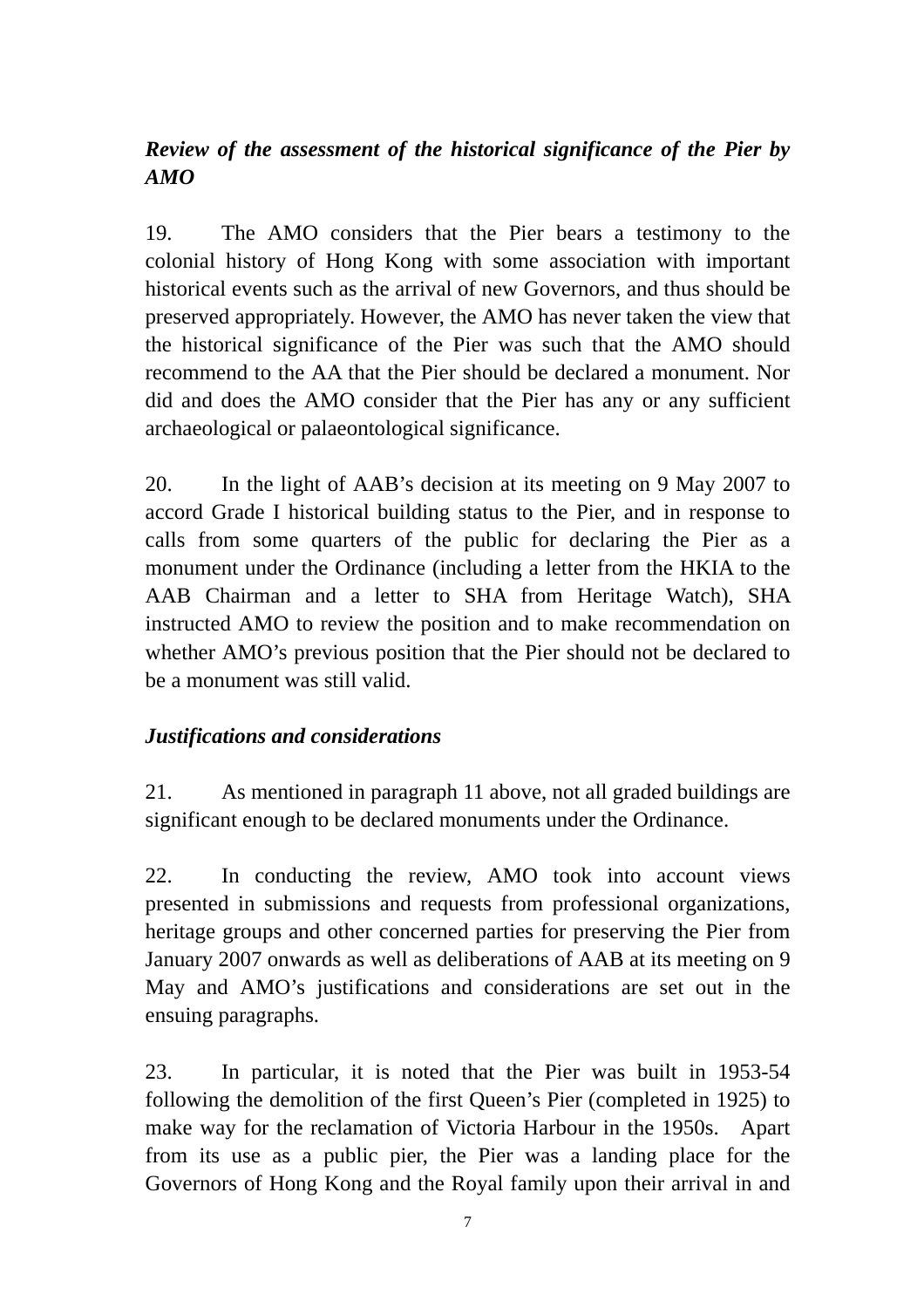***Review of the assessment of the historical significance of the Pier by AMO***

19. The AMO considers that the Pier bears a testimony to the colonial history of Hong Kong with some association with important historical events such as the arrival of new Governors, and thus should be preserved appropriately. However, the AMO has never taken the view that the historical significance of the Pier was such that the AMO should recommend to the AA that the Pier should be declared a monument. Nor did and does the AMO consider that the Pier has any or any sufficient archaeological or palaeontological significance.

20. In the light of AAB's decision at its meeting on 9 May 2007 to accord Grade I historical building status to the Pier, and in response to calls from some quarters of the public for declaring the Pier as a monument under the Ordinance (including a letter from the HKIA to the AAB Chairman and a letter to SHA from Heritage Watch), SHA instructed AMO to review the position and to make recommendation on whether AMO's previous position that the Pier should not be declared to be a monument was still valid.

***Justifications and considerations***

21. As mentioned in paragraph 11 above, not all graded buildings are significant enough to be declared monuments under the Ordinance.

22. In conducting the review, AMO took into account views presented in submissions and requests from professional organizations, heritage groups and other concerned parties for preserving the Pier from January 2007 onwards as well as deliberations of AAB at its meeting on 9 May and AMO's justifications and considerations are set out in the ensuing paragraphs.

23. In particular, it is noted that the Pier was built in 1953-54 following the demolition of the first Queen's Pier (completed in 1925) to make way for the reclamation of Victoria Harbour in the 1950s. Apart from its use as a public pier, the Pier was a landing place for the Governors of Hong Kong and the Royal family upon their arrival in and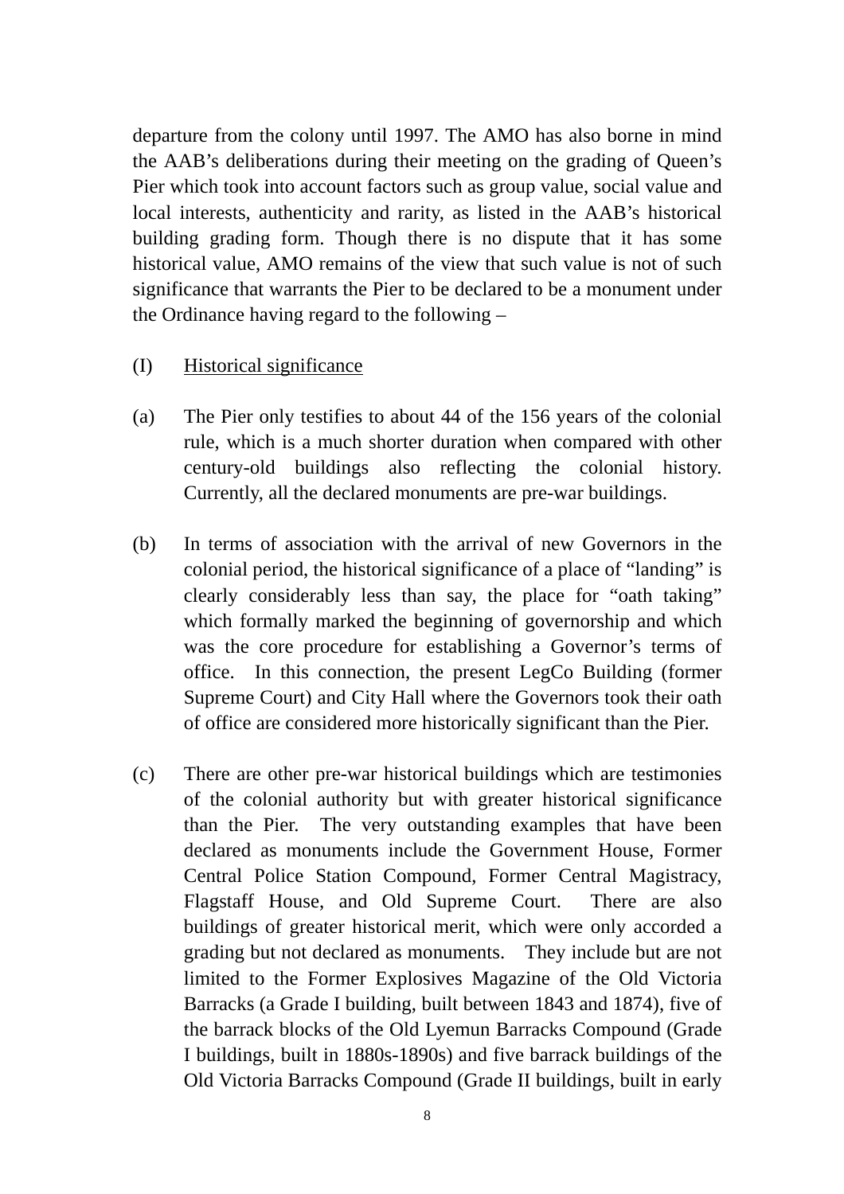departure from the colony until 1997. The AMO has also borne in mind the AAB's deliberations during their meeting on the grading of Queen's Pier which took into account factors such as group value, social value and local interests, authenticity and rarity, as listed in the AAB's historical building grading form. Though there is no dispute that it has some historical value, AMO remains of the view that such value is not of such significance that warrants the Pier to be declared to be a monument under the Ordinance having regard to the following –

(I) <u>Historical significance</u>

(a) The Pier only testifies to about 44 of the 156 years of the colonial rule, which is a much shorter duration when compared with other century-old buildings also reflecting the colonial history. Currently, all the declared monuments are pre-war buildings.

(b) In terms of association with the arrival of new Governors in the colonial period, the historical significance of a place of "landing" is clearly considerably less than say, the place for "oath taking" which formally marked the beginning of governorship and which was the core procedure for establishing a Governor's terms of office. In this connection, the present LegCo Building (former Supreme Court) and City Hall where the Governors took their oath of office are considered more historically significant than the Pier.

(c) There are other pre-war historical buildings which are testimonies of the colonial authority but with greater historical significance than the Pier. The very outstanding examples that have been declared as monuments include the Government House, Former Central Police Station Compound, Former Central Magistracy, Flagstaff House, and Old Supreme Court. There are also buildings of greater historical merit, which were only accorded a grading but not declared as monuments. They include but are not limited to the Former Explosives Magazine of the Old Victoria Barracks (a Grade I building, built between 1843 and 1874), five of the barrack blocks of the Old Lyemun Barracks Compound (Grade I buildings, built in 1880s-1890s) and five barrack buildings of the Old Victoria Barracks Compound (Grade II buildings, built in early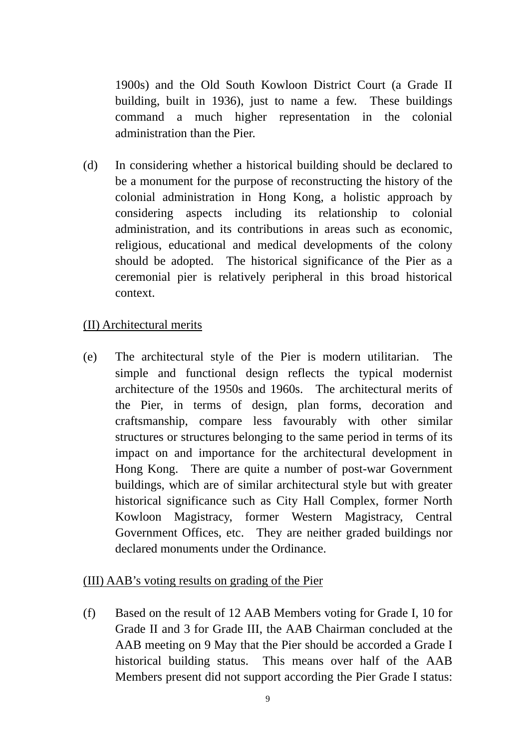1900s) and the Old South Kowloon District Court (a Grade II building, built in 1936), just to name a few. These buildings command a much higher representation in the colonial administration than the Pier.

(d) In considering whether a historical building should be declared to be a monument for the purpose of reconstructing the history of the colonial administration in Hong Kong, a holistic approach by considering aspects including its relationship to colonial administration, and its contributions in areas such as economic, religious, educational and medical developments of the colony should be adopted. The historical significance of the Pier as a ceremonial pier is relatively peripheral in this broad historical context.

<u>(II) Architectural merits</u>

(e) The architectural style of the Pier is modern utilitarian. The simple and functional design reflects the typical modernist architecture of the 1950s and 1960s. The architectural merits of the Pier, in terms of design, plan forms, decoration and craftsmanship, compare less favourably with other similar structures or structures belonging to the same period in terms of its impact on and importance for the architectural development in Hong Kong. There are quite a number of post-war Government buildings, which are of similar architectural style but with greater historical significance such as City Hall Complex, former North Kowloon Magistracy, former Western Magistracy, Central Government Offices, etc. They are neither graded buildings nor declared monuments under the Ordinance.

<u>(III) AAB's voting results on grading of the Pier</u>

(f) Based on the result of 12 AAB Members voting for Grade I, 10 for Grade II and 3 for Grade III, the AAB Chairman concluded at the AAB meeting on 9 May that the Pier should be accorded a Grade I historical building status. This means over half of the AAB Members present did not support according the Pier Grade I status: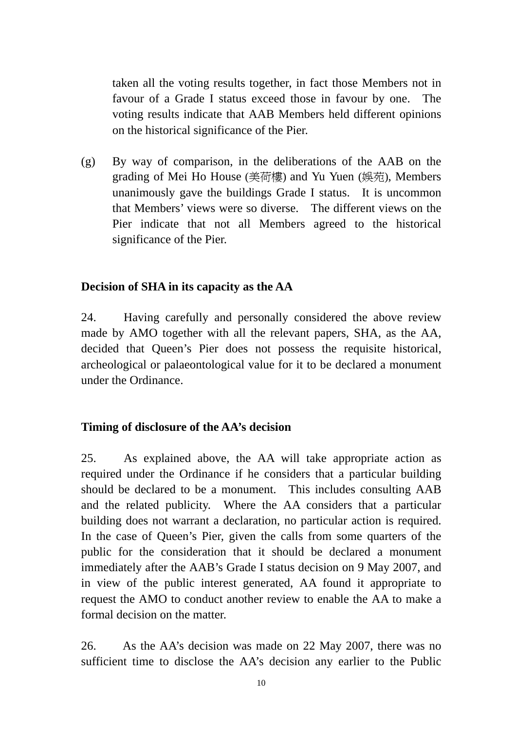taken all the voting results together, in fact those Members not in favour of a Grade I status exceed those in favour by one. The voting results indicate that AAB Members held different opinions on the historical significance of the Pier.

(g) By way of comparison, in the deliberations of the AAB on the grading of Mei Ho House (美荷樓) and Yu Yuen (娛苑), Members unanimously gave the buildings Grade I status. It is uncommon that Members' views were so diverse. The different views on the Pier indicate that not all Members agreed to the historical significance of the Pier.

**Decision of SHA in its capacity as the AA**

24. Having carefully and personally considered the above review made by AMO together with all the relevant papers, SHA, as the AA, decided that Queen's Pier does not possess the requisite historical, archeological or palaeontological value for it to be declared a monument under the Ordinance.

**Timing of disclosure of the AA's decision**

25. As explained above, the AA will take appropriate action as required under the Ordinance if he considers that a particular building should be declared to be a monument. This includes consulting AAB and the related publicity. Where the AA considers that a particular building does not warrant a declaration, no particular action is required. In the case of Queen's Pier, given the calls from some quarters of the public for the consideration that it should be declared a monument immediately after the AAB's Grade I status decision on 9 May 2007, and in view of the public interest generated, AA found it appropriate to request the AMO to conduct another review to enable the AA to make a formal decision on the matter.

26. As the AA's decision was made on 22 May 2007, there was no sufficient time to disclose the AA's decision any earlier to the Public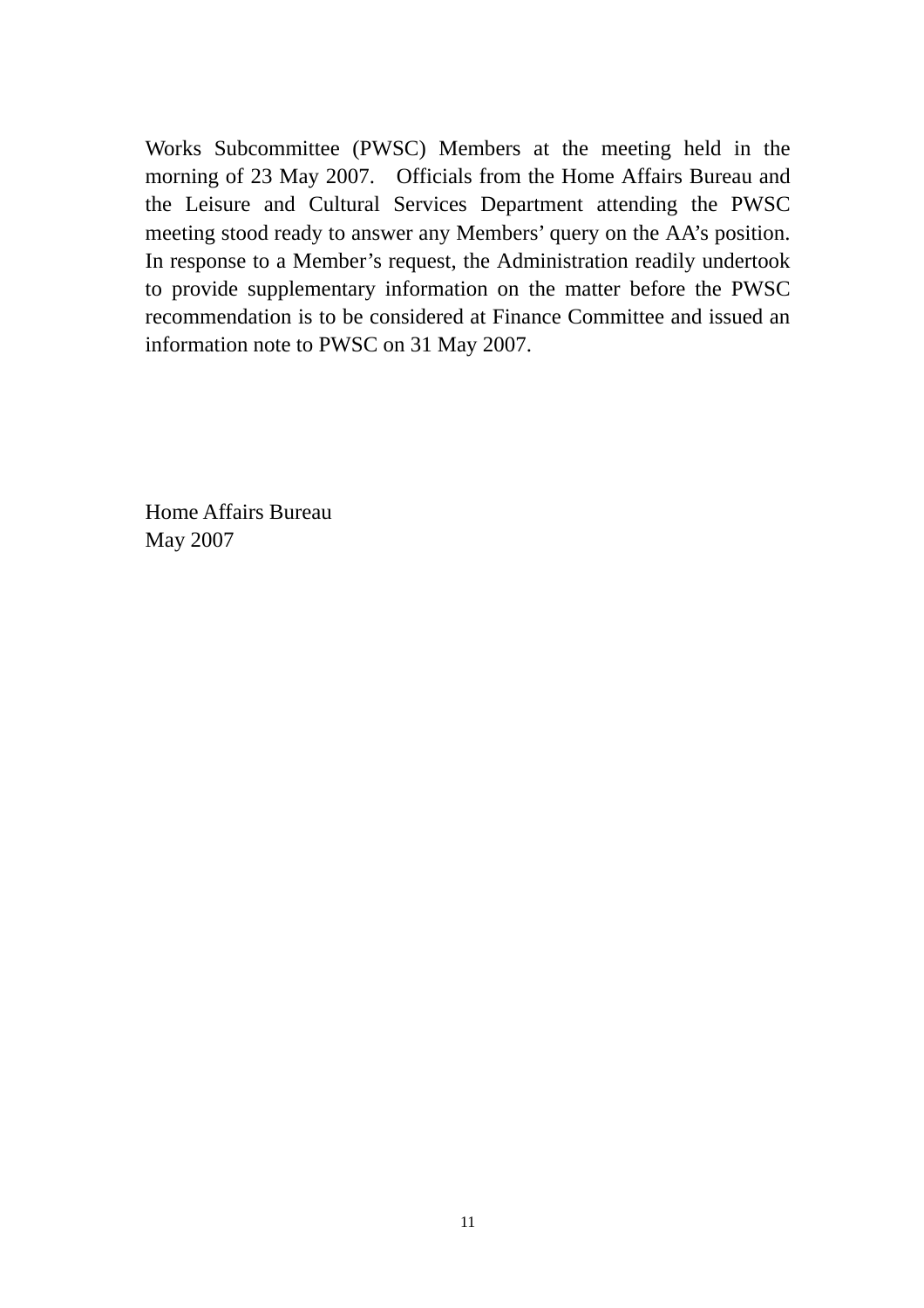Works Subcommittee (PWSC) Members at the meeting held in the morning of 23 May 2007. Officials from the Home Affairs Bureau and the Leisure and Cultural Services Department attending the PWSC meeting stood ready to answer any Members' query on the AA's position. In response to a Member's request, the Administration readily undertook to provide supplementary information on the matter before the PWSC recommendation is to be considered at Finance Committee and issued an information note to PWSC on 31 May 2007.

Home Affairs Bureau
May 2007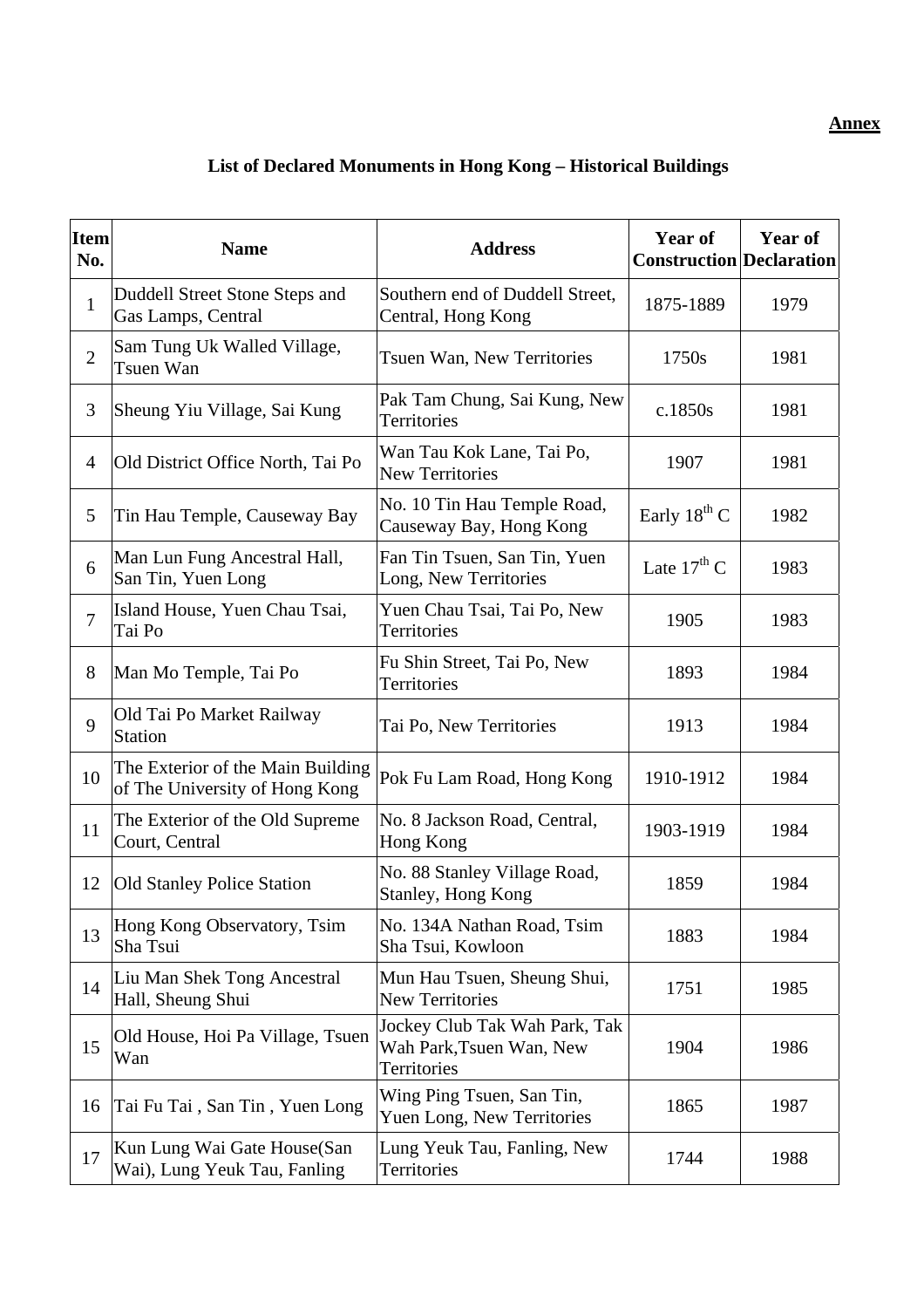**Annex**

## List of Declared Monuments in Hong Kong – Historical Buildings

| Item No. | Name | Address | Year of Construction | Year of Declaration |
|---|---|---|---|---|
| 1 | Duddell Street Stone Steps and Gas Lamps, Central | Southern end of Duddell Street, Central, Hong Kong | 1875-1889 | 1979 |
| 2 | Sam Tung Uk Walled Village, Tsuen Wan | Tsuen Wan, New Territories | 1750s | 1981 |
| 3 | Sheung Yiu Village, Sai Kung | Pak Tam Chung, Sai Kung, New Territories | c.1850s | 1981 |
| 4 | Old District Office North, Tai Po | Wan Tau Kok Lane, Tai Po, New Territories | 1907 | 1981 |
| 5 | Tin Hau Temple, Causeway Bay | No. 10 Tin Hau Temple Road, Causeway Bay, Hong Kong | Early 18th C | 1982 |
| 6 | Man Lun Fung Ancestral Hall, San Tin, Yuen Long | Fan Tin Tsuen, San Tin, Yuen Long, New Territories | Late 17th C | 1983 |
| 7 | Island House, Yuen Chau Tsai, Tai Po | Yuen Chau Tsai, Tai Po, New Territories | 1905 | 1983 |
| 8 | Man Mo Temple, Tai Po | Fu Shin Street, Tai Po, New Territories | 1893 | 1984 |
| 9 | Old Tai Po Market Railway Station | Tai Po, New Territories | 1913 | 1984 |
| 10 | The Exterior of the Main Building of The University of Hong Kong | Pok Fu Lam Road, Hong Kong | 1910-1912 | 1984 |
| 11 | The Exterior of the Old Supreme Court, Central | No. 8 Jackson Road, Central, Hong Kong | 1903-1919 | 1984 |
| 12 | Old Stanley Police Station | No. 88 Stanley Village Road, Stanley, Hong Kong | 1859 | 1984 |
| 13 | Hong Kong Observatory, Tsim Sha Tsui | No. 134A Nathan Road, Tsim Sha Tsui, Kowloon | 1883 | 1984 |
| 14 | Liu Man Shek Tong Ancestral Hall, Sheung Shui | Mun Hau Tsuen, Sheung Shui, New Territories | 1751 | 1985 |
| 15 | Old House, Hoi Pa Village, Tsuen Wan | Jockey Club Tak Wah Park, Tak Wah Park,Tsuen Wan, New Territories | 1904 | 1986 |
| 16 | Tai Fu Tai , San Tin , Yuen Long | Wing Ping Tsuen, San Tin, Yuen Long, New Territories | 1865 | 1987 |
| 17 | Kun Lung Wai Gate House(San Wai), Lung Yeuk Tau, Fanling | Lung Yeuk Tau, Fanling, New Territories | 1744 | 1988 |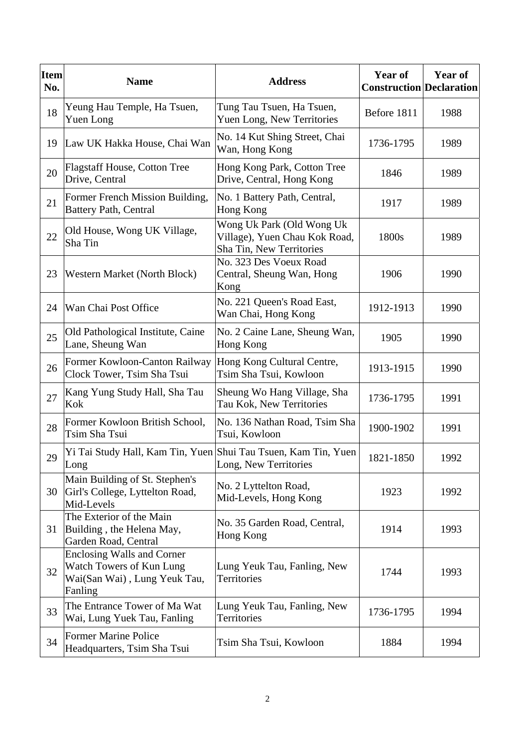| Item No. | Name | Address | Year of Construction | Year of Declaration |
|---|---|---|---|---|
| 18 | Yeung Hau Temple, Ha Tsuen, Yuen Long | Tung Tau Tsuen, Ha Tsuen, Yuen Long, New Territories | Before 1811 | 1988 |
| 19 | Law UK Hakka House, Chai Wan | No. 14 Kut Shing Street, Chai Wan, Hong Kong | 1736-1795 | 1989 |
| 20 | Flagstaff House, Cotton Tree Drive, Central | Hong Kong Park, Cotton Tree Drive, Central, Hong Kong | 1846 | 1989 |
| 21 | Former French Mission Building, Battery Path, Central | No. 1 Battery Path, Central, Hong Kong | 1917 | 1989 |
| 22 | Old House, Wong UK Village, Sha Tin | Wong Uk Park (Old Wong Uk Village), Yuen Chau Kok Road, Sha Tin, New Territories | 1800s | 1989 |
| 23 | Western Market (North Block) | No. 323 Des Voeux Road Central, Sheung Wan, Hong Kong | 1906 | 1990 |
| 24 | Wan Chai Post Office | No. 221 Queen's Road East, Wan Chai, Hong Kong | 1912-1913 | 1990 |
| 25 | Old Pathological Institute, Caine Lane, Sheung Wan | No. 2 Caine Lane, Sheung Wan, Hong Kong | 1905 | 1990 |
| 26 | Former Kowloon-Canton Railway Clock Tower, Tsim Sha Tsui | Hong Kong Cultural Centre, Tsim Sha Tsui, Kowloon | 1913-1915 | 1990 |
| 27 | Kang Yung Study Hall, Sha Tau Kok | Sheung Wo Hang Village, Sha Tau Kok, New Territories | 1736-1795 | 1991 |
| 28 | Former Kowloon British School, Tsim Sha Tsui | No. 136 Nathan Road, Tsim Sha Tsui, Kowloon | 1900-1902 | 1991 |
| 29 | Yi Tai Study Hall, Kam Tin, Yuen Long | Shui Tau Tsuen, Kam Tin, Yuen Long, New Territories | 1821-1850 | 1992 |
| 30 | Main Building of St. Stephen's Girl's College, Lyttelton Road, Mid-Levels | No. 2 Lyttelton Road, Mid-Levels, Hong Kong | 1923 | 1992 |
| 31 | The Exterior of the Main Building , the Helena May, Garden Road, Central | No. 35 Garden Road, Central, Hong Kong | 1914 | 1993 |
| 32 | Enclosing Walls and Corner Watch Towers of Kun Lung Wai(San Wai) , Lung Yeuk Tau, Fanling | Lung Yeuk Tau, Fanling, New Territories | 1744 | 1993 |
| 33 | The Entrance Tower of Ma Wat Wai, Lung Yuek Tau, Fanling | Lung Yeuk Tau, Fanling, New Territories | 1736-1795 | 1994 |
| 34 | Former Marine Police Headquarters, Tsim Sha Tsui | Tsim Sha Tsui, Kowloon | 1884 | 1994 |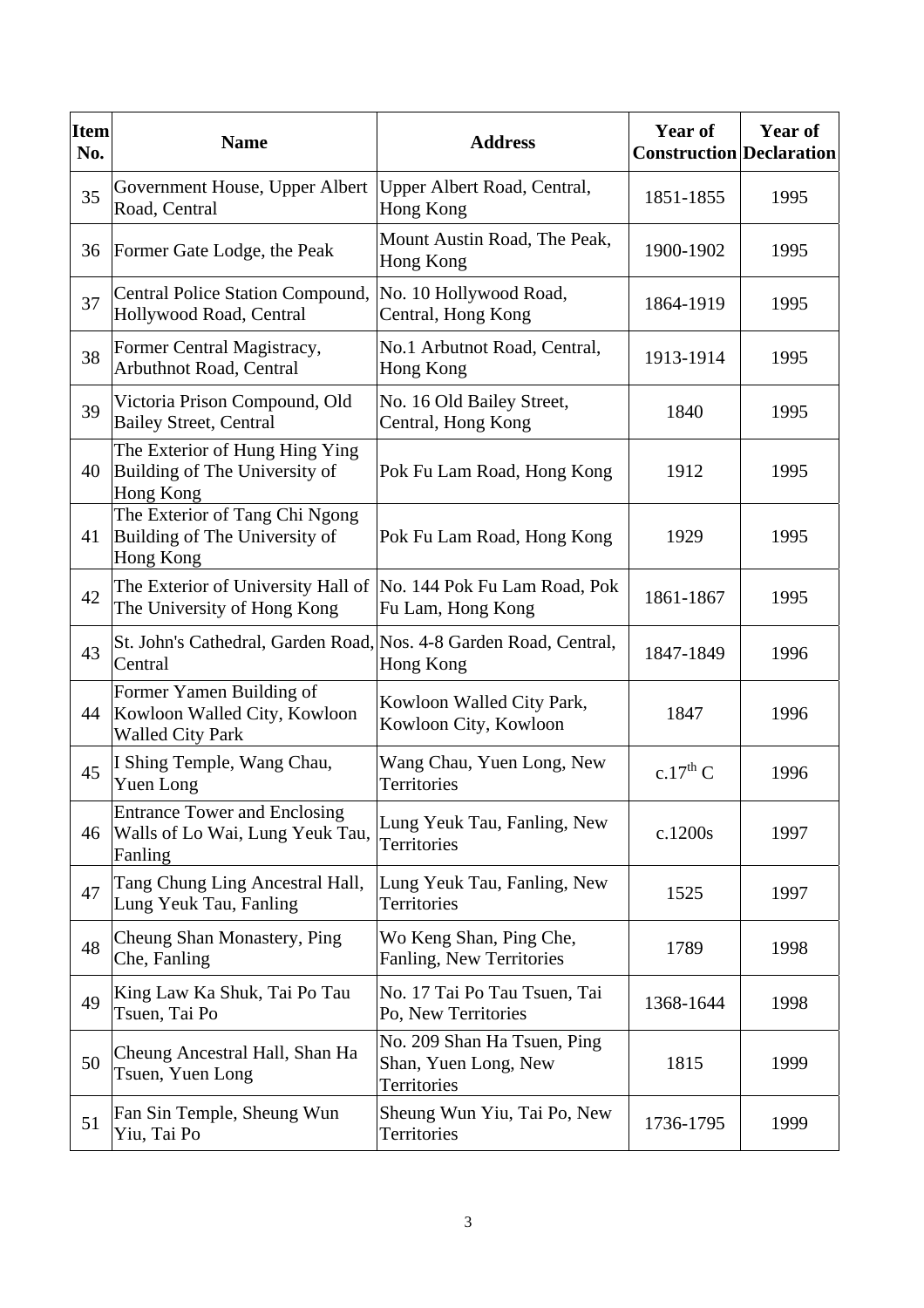| Item No. | Name | Address | Year of Construction | Year of Declaration |
|---|---|---|---|---|
| 35 | Government House, Upper Albert Road, Central | Upper Albert Road, Central, Hong Kong | 1851-1855 | 1995 |
| 36 | Former Gate Lodge, the Peak | Mount Austin Road, The Peak, Hong Kong | 1900-1902 | 1995 |
| 37 | Central Police Station Compound, Hollywood Road, Central | No. 10 Hollywood Road, Central, Hong Kong | 1864-1919 | 1995 |
| 38 | Former Central Magistracy, Arbuthnot Road, Central | No.1 Arbutnot Road, Central, Hong Kong | 1913-1914 | 1995 |
| 39 | Victoria Prison Compound, Old Bailey Street, Central | No. 16 Old Bailey Street, Central, Hong Kong | 1840 | 1995 |
| 40 | The Exterior of Hung Hing Ying Building of The University of Hong Kong | Pok Fu Lam Road, Hong Kong | 1912 | 1995 |
| 41 | The Exterior of Tang Chi Ngong Building of The University of Hong Kong | Pok Fu Lam Road, Hong Kong | 1929 | 1995 |
| 42 | The Exterior of University Hall of The University of Hong Kong | No. 144 Pok Fu Lam Road, Pok Fu Lam, Hong Kong | 1861-1867 | 1995 |
| 43 | St. John's Cathedral, Garden Road, Central | Nos. 4-8 Garden Road, Central, Hong Kong | 1847-1849 | 1996 |
| 44 | Former Yamen Building of Kowloon Walled City, Kowloon Walled City Park | Kowloon Walled City Park, Kowloon City, Kowloon | 1847 | 1996 |
| 45 | I Shing Temple, Wang Chau, Yuen Long | Wang Chau, Yuen Long, New Territories | c.17th C | 1996 |
| 46 | Entrance Tower and Enclosing Walls of Lo Wai, Lung Yeuk Tau, Fanling | Lung Yeuk Tau, Fanling, New Territories | c.1200s | 1997 |
| 47 | Tang Chung Ling Ancestral Hall, Lung Yeuk Tau, Fanling | Lung Yeuk Tau, Fanling, New Territories | 1525 | 1997 |
| 48 | Cheung Shan Monastery, Ping Che, Fanling | Wo Keng Shan, Ping Che, Fanling, New Territories | 1789 | 1998 |
| 49 | King Law Ka Shuk, Tai Po Tau Tsuen, Tai Po | No. 17 Tai Po Tau Tsuen, Tai Po, New Territories | 1368-1644 | 1998 |
| 50 | Cheung Ancestral Hall, Shan Ha Tsuen, Yuen Long | No. 209 Shan Ha Tsuen, Ping Shan, Yuen Long, New Territories | 1815 | 1999 |
| 51 | Fan Sin Temple, Sheung Wun Yiu, Tai Po | Sheung Wun Yiu, Tai Po, New Territories | 1736-1795 | 1999 |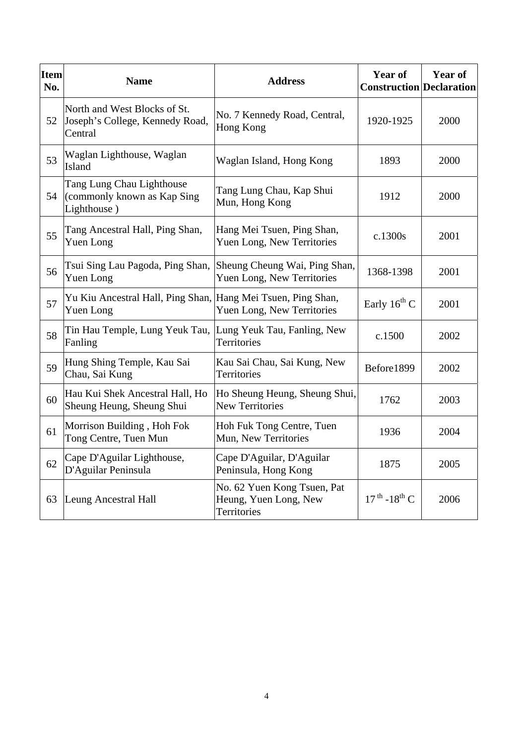| Item No. | Name | Address | Year of Construction | Year of Declaration |
|---|---|---|---|---|
| 52 | North and West Blocks of St. Joseph's College, Kennedy Road, Central | No. 7 Kennedy Road, Central, Hong Kong | 1920-1925 | 2000 |
| 53 | Waglan Lighthouse, Waglan Island | Waglan Island, Hong Kong | 1893 | 2000 |
| 54 | Tang Lung Chau Lighthouse (commonly known as Kap Sing Lighthouse ) | Tang Lung Chau, Kap Shui Mun, Hong Kong | 1912 | 2000 |
| 55 | Tang Ancestral Hall, Ping Shan, Yuen Long | Hang Mei Tsuen, Ping Shan, Yuen Long, New Territories | c.1300s | 2001 |
| 56 | Tsui Sing Lau Pagoda, Ping Shan, Yuen Long | Sheung Cheung Wai, Ping Shan, Yuen Long, New Territories | 1368-1398 | 2001 |
| 57 | Yu Kiu Ancestral Hall, Ping Shan, Yuen Long | Hang Mei Tsuen, Ping Shan, Yuen Long, New Territories | Early 16th C | 2001 |
| 58 | Tin Hau Temple, Lung Yeuk Tau, Fanling | Lung Yeuk Tau, Fanling, New Territories | c.1500 | 2002 |
| 59 | Hung Shing Temple, Kau Sai Chau, Sai Kung | Kau Sai Chau, Sai Kung, New Territories | Before1899 | 2002 |
| 60 | Hau Kui Shek Ancestral Hall, Ho Sheung Heung, Sheung Shui | Ho Sheung Heung, Sheung Shui, New Territories | 1762 | 2003 |
| 61 | Morrison Building , Hoh Fok Tong Centre, Tuen Mun | Hoh Fuk Tong Centre, Tuen Mun, New Territories | 1936 | 2004 |
| 62 | Cape D'Aguilar Lighthouse, D'Aguilar Peninsula | Cape D'Aguilar, D'Aguilar Peninsula, Hong Kong | 1875 | 2005 |
| 63 | Leung Ancestral Hall | No. 62 Yuen Kong Tsuen, Pat Heung, Yuen Long, New Territories | 17th -18th C | 2006 |